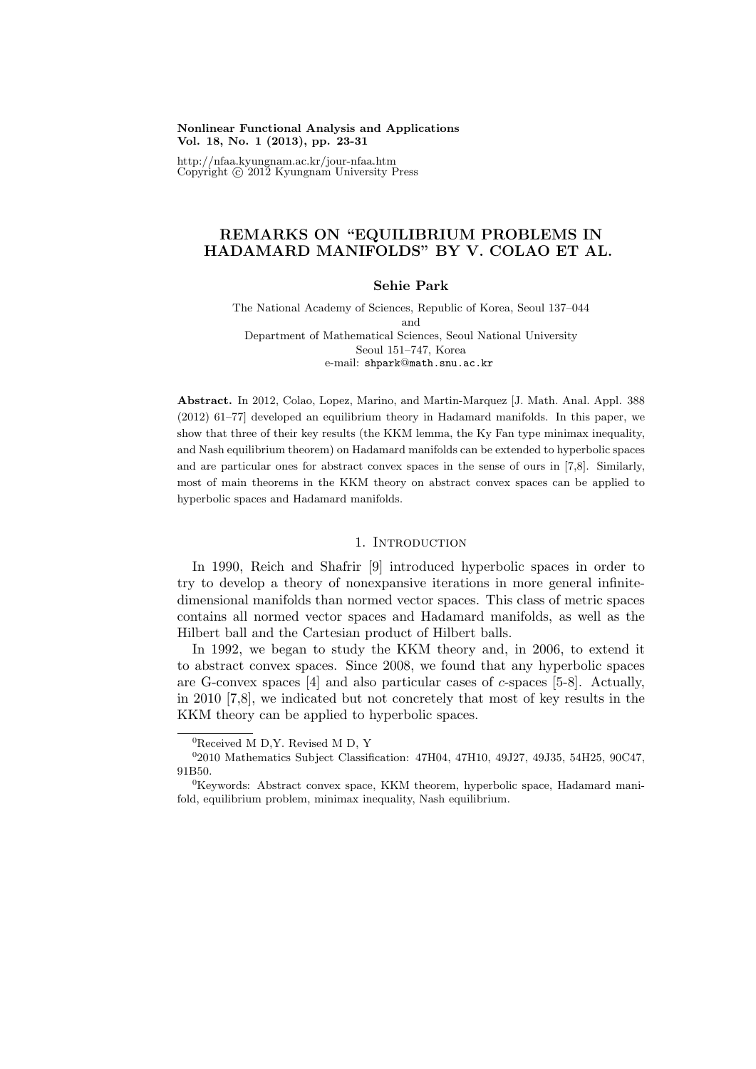# REMARKS ON "EQUILIBRIUM PROBLEMS IN HADAMARD MANIFOLDS" BY V. COLAO ET AL.

**Sehie Park**

The National Academy of Sciences, Republic of Korea, Seoul 137–044
and
Department of Mathematical Sciences, Seoul National University
Seoul 151–747, Korea
e-mail: shpark@math.snu.ac.kr

**Abstract.** In 2012, Colao, Lopez, Marino, and Martin-Marquez [J. Math. Anal. Appl. 388 (2012) 61–77] developed an equilibrium theory in Hadamard manifolds. In this paper, we show that three of their key results (the KKM lemma, the Ky Fan type minimax inequality, and Nash equilibrium theorem) on Hadamard manifolds can be extended to hyperbolic spaces and are particular ones for abstract convex spaces in the sense of ours in [7,8]. Similarly, most of main theorems in the KKM theory on abstract convex spaces can be applied to hyperbolic spaces and Hadamard manifolds.

## 1. Introduction

In 1990, Reich and Shafrir [9] introduced hyperbolic spaces in order to try to develop a theory of nonexpansive iterations in more general infinite-dimensional manifolds than normed vector spaces. This class of metric spaces contains all normed vector spaces and Hadamard manifolds, as well as the Hilbert ball and the Cartesian product of Hilbert balls.

In 1992, we began to study the KKM theory and, in 2006, to extend it to abstract convex spaces. Since 2008, we found that any hyperbolic spaces are G-convex spaces [4] and also particular cases of $c$-spaces [5-8]. Actually, in 2010 [7,8], we indicated but not concretely that most of key results in the KKM theory can be applied to hyperbolic spaces.

[0]Received M D,Y. Revised M D, Y

[0]2010 Mathematics Subject Classification: 47H04, 47H10, 49J27, 49J35, 54H25, 90C47, 91B50.

[0]Keywords: Abstract convex space, KKM theorem, hyperbolic space, Hadamard manifold, equilibrium problem, minimax inequality, Nash equilibrium.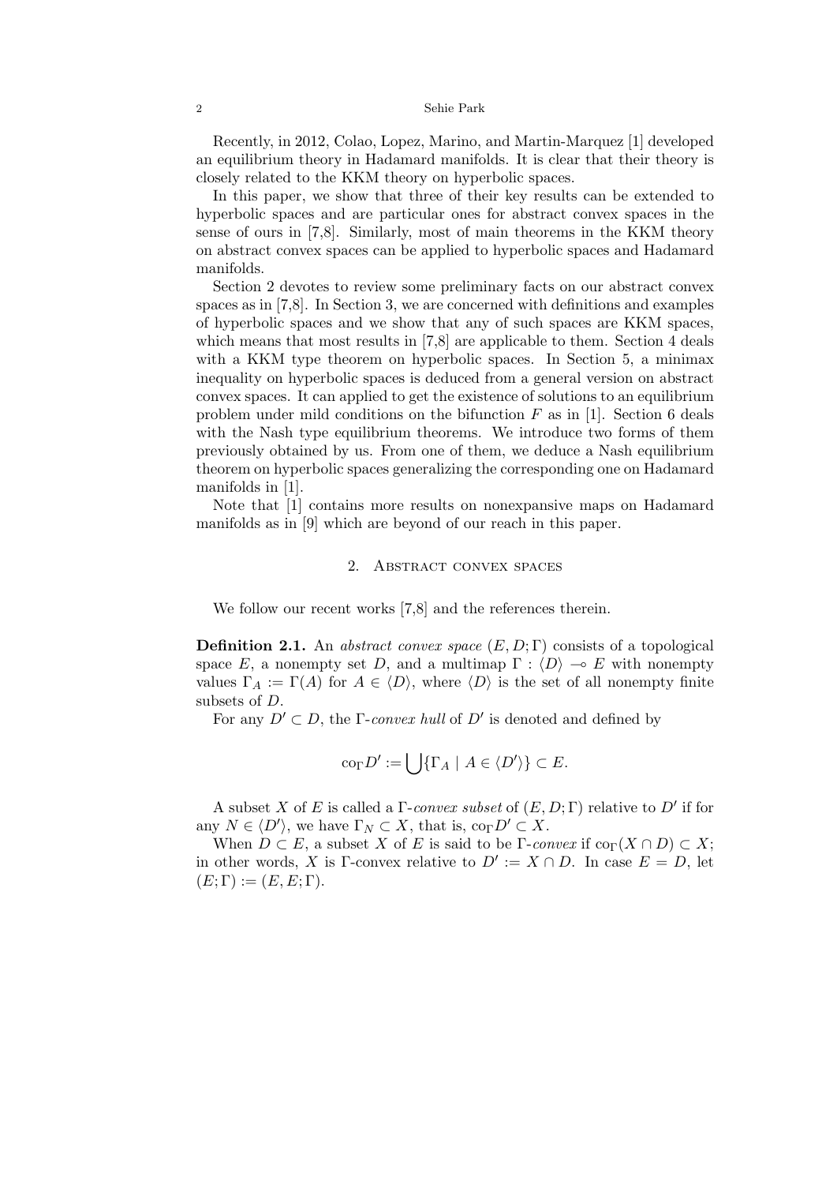Recently, in 2012, Colao, Lopez, Marino, and Martin-Marquez [1] developed an equilibrium theory in Hadamard manifolds. It is clear that their theory is closely related to the KKM theory on hyperbolic spaces.

In this paper, we show that three of their key results can be extended to hyperbolic spaces and are particular ones for abstract convex spaces in the sense of ours in [7,8]. Similarly, most of main theorems in the KKM theory on abstract convex spaces can be applied to hyperbolic spaces and Hadamard manifolds.

Section 2 devotes to review some preliminary facts on our abstract convex spaces as in [7,8]. In Section 3, we are concerned with definitions and examples of hyperbolic spaces and we show that any of such spaces are KKM spaces, which means that most results in [7,8] are applicable to them. Section 4 deals with a KKM type theorem on hyperbolic spaces. In Section 5, a minimax inequality on hyperbolic spaces is deduced from a general version on abstract convex spaces. It can applied to get the existence of solutions to an equilibrium problem under mild conditions on the bifunction $F$ as in [1]. Section 6 deals with the Nash type equilibrium theorems. We introduce two forms of them previously obtained by us. From one of them, we deduce a Nash equilibrium theorem on hyperbolic spaces generalizing the corresponding one on Hadamard manifolds in [1].

Note that [1] contains more results on nonexpansive maps on Hadamard manifolds as in [9] which are beyond of our reach in this paper.

## 2. Abstract convex spaces

We follow our recent works [7,8] and the references therein.

**Definition 2.1.** An *abstract convex space* $(E, D; \Gamma)$ consists of a topological space $E$, a nonempty set $D$, and a multimap $\Gamma : \langle D \rangle \multimap E$ with nonempty values $\Gamma_A := \Gamma(A)$ for $A \in \langle D \rangle$, where $\langle D \rangle$ is the set of all nonempty finite subsets of $D$.

For any $D' \subset D$, the *$\Gamma$-convex hull* of $D'$ is denoted and defined by

$$\mathrm{co}_\Gamma D' := \bigcup \{\Gamma_A \mid A \in \langle D' \rangle\} \subset E.$$

A subset $X$ of $E$ is called a *$\Gamma$-convex subset* of $(E, D; \Gamma)$ relative to $D'$ if for any $N \in \langle D' \rangle$, we have $\Gamma_N \subset X$, that is, $\mathrm{co}_\Gamma D' \subset X$.

When $D \subset E$, a subset $X$ of $E$ is said to be *$\Gamma$-convex* if $\mathrm{co}_\Gamma(X \cap D) \subset X$; in other words, $X$ is $\Gamma$-convex relative to $D' := X \cap D$. In case $E = D$, let $(E; \Gamma) := (E, E; \Gamma)$.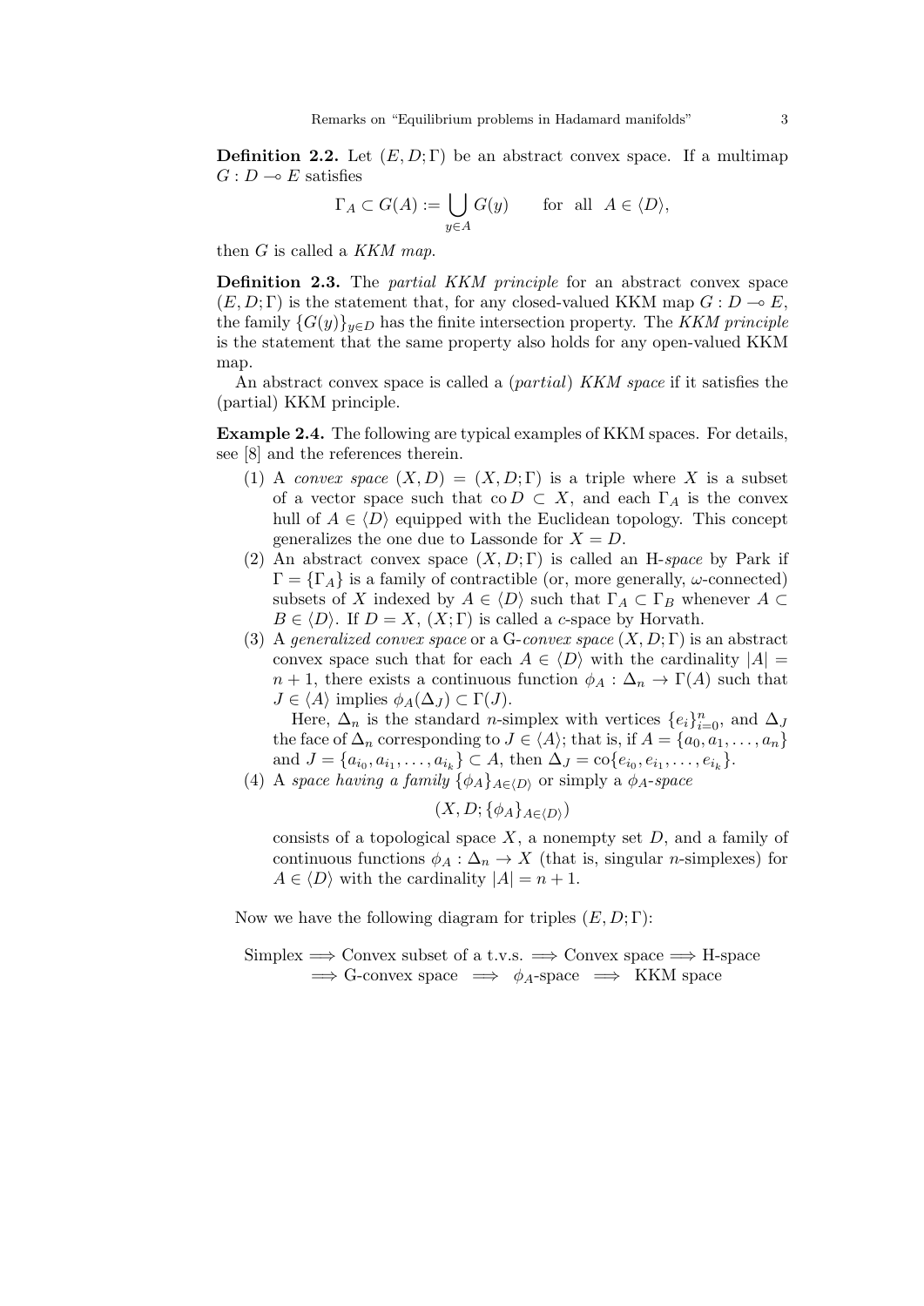**Definition 2.2.** Let $(E, D; \Gamma)$ be an abstract convex space. If a multimap $G : D \multimap E$ satisfies

$$\Gamma_A \subset G(A) := \bigcup_{y \in A} G(y) \qquad \text{for all} \quad A \in \langle D \rangle,$$

then $G$ is called a *KKM map*.

**Definition 2.3.** The *partial KKM principle* for an abstract convex space $(E, D; \Gamma)$ is the statement that, for any closed-valued KKM map $G : D \multimap E$, the family $\{G(y)\}_{y \in D}$ has the finite intersection property. The *KKM principle* is the statement that the same property also holds for any open-valued KKM map.

An abstract convex space is called a (*partial*) *KKM space* if it satisfies the (partial) KKM principle.

**Example 2.4.** The following are typical examples of KKM spaces. For details, see [8] and the references therein.

1. A *convex space* $(X, D) = (X, D; \Gamma)$ is a triple where $X$ is a subset of a vector space such that $\operatorname{co} D \subset X$, and each $\Gamma_A$ is the convex hull of $A \in \langle D \rangle$ equipped with the Euclidean topology. This concept generalizes the one due to Lassonde for $X = D$.
2. An abstract convex space $(X, D; \Gamma)$ is called an H-*space* by Park if $\Gamma = \{\Gamma_A\}$ is a family of contractible (or, more generally, $\omega$-connected) subsets of $X$ indexed by $A \in \langle D \rangle$ such that $\Gamma_A \subset \Gamma_B$ whenever $A \subset B \in \langle D \rangle$. If $D = X$, $(X; \Gamma)$ is called a $c$-space by Horvath.
3. A *generalized convex space* or a G-*convex space* $(X, D; \Gamma)$ is an abstract convex space such that for each $A \in \langle D \rangle$ with the cardinality $|A| = n + 1$, there exists a continuous function $\phi_A : \Delta_n \to \Gamma(A)$ such that $J \in \langle A \rangle$ implies $\phi_A(\Delta_J) \subset \Gamma(J)$.

   Here, $\Delta_n$ is the standard $n$-simplex with vertices $\{e_i\}_{i=0}^n$, and $\Delta_J$ the face of $\Delta_n$ corresponding to $J \in \langle A \rangle$; that is, if $A = \{a_0, a_1, \ldots, a_n\}$ and $J = \{a_{i_0}, a_{i_1}, \ldots, a_{i_k}\} \subset A$, then $\Delta_J = \operatorname{co}\{e_{i_0}, e_{i_1}, \ldots, e_{i_k}\}$.
4. A *space having a family* $\{\phi_A\}_{A \in \langle D \rangle}$ or simply a $\phi_A$-*space*

   $$(X, D; \{\phi_A\}_{A \in \langle D \rangle})$$

   consists of a topological space $X$, a nonempty set $D$, and a family of continuous functions $\phi_A : \Delta_n \to X$ (that is, singular $n$-simplexes) for $A \in \langle D \rangle$ with the cardinality $|A| = n + 1$.

Now we have the following diagram for triples $(E, D; \Gamma)$:

$$\begin{aligned}
&\text{Simplex} \Longrightarrow \text{Convex subset of a t.v.s.} \Longrightarrow \text{Convex space} \Longrightarrow \text{H-space} \\
&\quad \Longrightarrow \text{G-convex space} \quad \Longrightarrow \quad \phi_A\text{-space} \quad \Longrightarrow \quad \text{KKM space}
\end{aligned}$$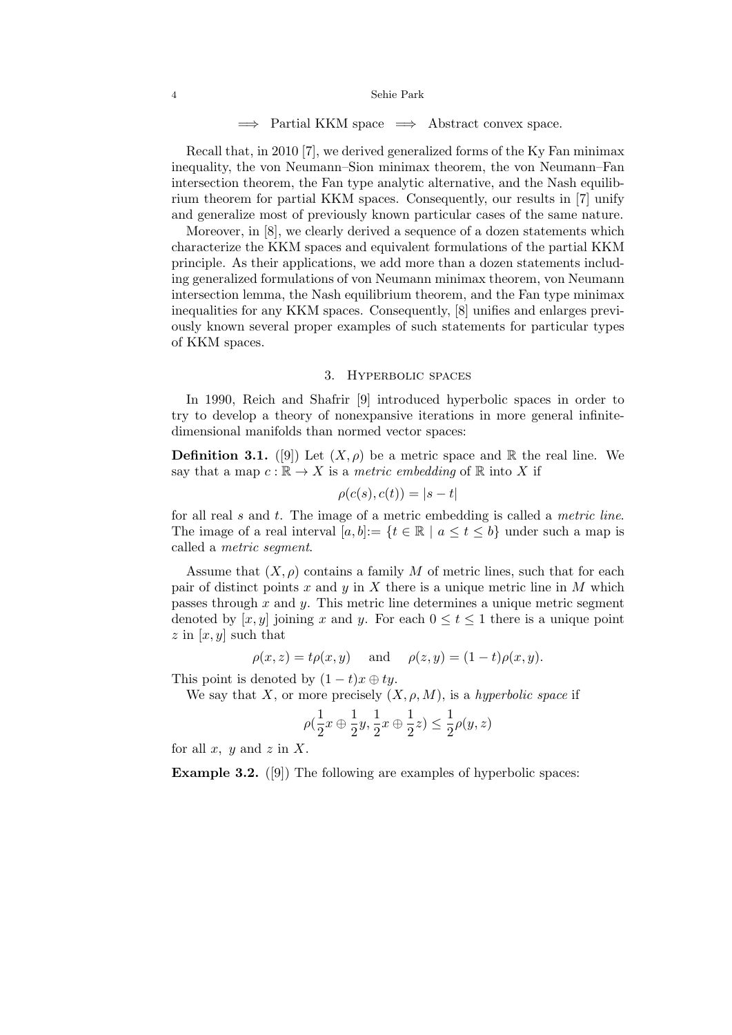$\Longrightarrow$ Partial KKM space $\Longrightarrow$ Abstract convex space.

Recall that, in 2010 [7], we derived generalized forms of the Ky Fan minimax inequality, the von Neumann–Sion minimax theorem, the von Neumann–Fan intersection theorem, the Fan type analytic alternative, and the Nash equilibrium theorem for partial KKM spaces. Consequently, our results in [7] unify and generalize most of previously known particular cases of the same nature.

Moreover, in [8], we clearly derived a sequence of a dozen statements which characterize the KKM spaces and equivalent formulations of the partial KKM principle. As their applications, we add more than a dozen statements including generalized formulations of von Neumann minimax theorem, von Neumann intersection lemma, the Nash equilibrium theorem, and the Fan type minimax inequalities for any KKM spaces. Consequently, [8] unifies and enlarges previously known several proper examples of such statements for particular types of KKM spaces.

## 3. Hyperbolic spaces

In 1990, Reich and Shafrir [9] introduced hyperbolic spaces in order to try to develop a theory of nonexpansive iterations in more general infinite-dimensional manifolds than normed vector spaces:

**Definition 3.1.** ([9]) Let $(X, \rho)$ be a metric space and $\mathbb{R}$ the real line. We say that a map $c : \mathbb{R} \to X$ is a *metric embedding* of $\mathbb{R}$ into $X$ if

$$\rho(c(s), c(t)) = |s - t|$$

for all real $s$ and $t$. The image of a metric embedding is called a *metric line*. The image of a real interval $[a, b] := \{t \in \mathbb{R} \mid a \leq t \leq b\}$ under such a map is called a *metric segment*.

Assume that $(X, \rho)$ contains a family $M$ of metric lines, such that for each pair of distinct points $x$ and $y$ in $X$ there is a unique metric line in $M$ which passes through $x$ and $y$. This metric line determines a unique metric segment denoted by $[x, y]$ joining $x$ and $y$. For each $0 \leq t \leq 1$ there is a unique point $z$ in $[x, y]$ such that

$$\rho(x, z) = t\rho(x, y) \quad \text{and} \quad \rho(z, y) = (1 - t)\rho(x, y).$$

This point is denoted by $(1 - t)x \oplus ty$.

We say that $X$, or more precisely $(X, \rho, M)$, is a *hyperbolic space* if

$$\rho(\frac{1}{2}x \oplus \frac{1}{2}y, \frac{1}{2}x \oplus \frac{1}{2}z) \leq \frac{1}{2}\rho(y, z)$$

for all $x$, $y$ and $z$ in $X$.

**Example 3.2.** ([9]) The following are examples of hyperbolic spaces: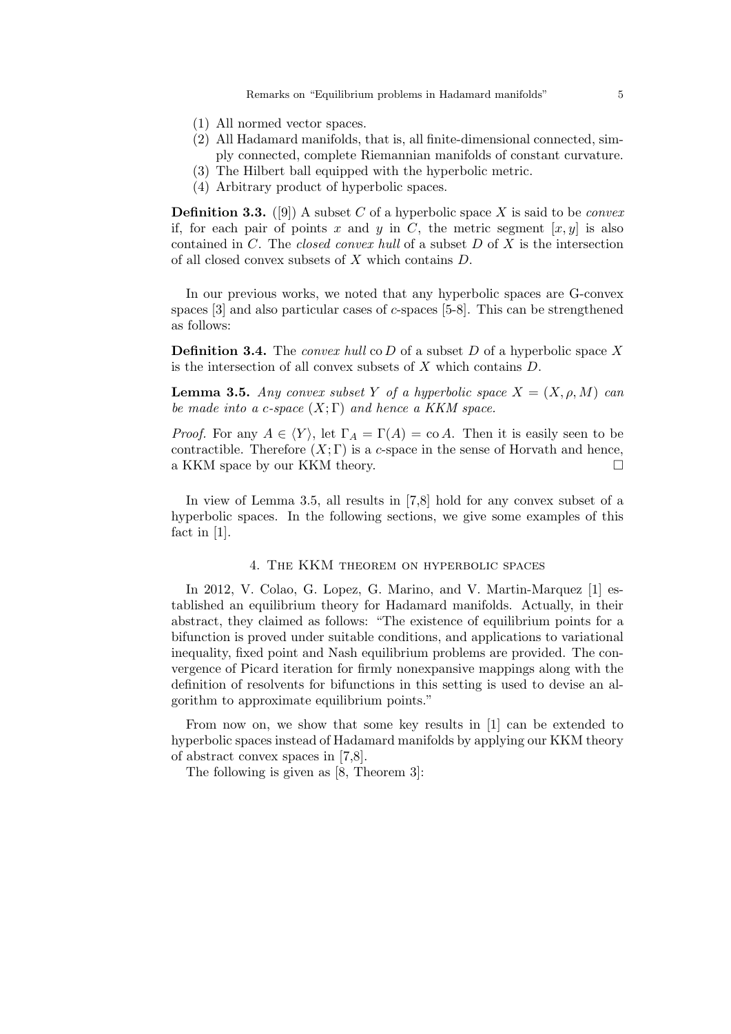(1) All normed vector spaces.
(2) All Hadamard manifolds, that is, all finite-dimensional connected, simply connected, complete Riemannian manifolds of constant curvature.
(3) The Hilbert ball equipped with the hyperbolic metric.
(4) Arbitrary product of hyperbolic spaces.

**Definition 3.3.** ([9]) A subset $C$ of a hyperbolic space $X$ is said to be *convex* if, for each pair of points $x$ and $y$ in $C$, the metric segment $[x, y]$ is also contained in $C$. The *closed convex hull* of a subset $D$ of $X$ is the intersection of all closed convex subsets of $X$ which contains $D$.

In our previous works, we noted that any hyperbolic spaces are G-convex spaces [3] and also particular cases of $c$-spaces [5-8]. This can be strengthened as follows:

**Definition 3.4.** The *convex hull* $\operatorname{co} D$ of a subset $D$ of a hyperbolic space $X$ is the intersection of all convex subsets of $X$ which contains $D$.

**Lemma 3.5.** *Any convex subset $Y$ of a hyperbolic space $X = (X, \rho, M)$ can be made into a $c$-space $(X; \Gamma)$ and hence a KKM space.*

*Proof.* For any $A \in \langle Y \rangle$, let $\Gamma_A = \Gamma(A) = \operatorname{co} A$. Then it is easily seen to be contractible. Therefore $(X; \Gamma)$ is a $c$-space in the sense of Horvath and hence, a KKM space by our KKM theory. □

In view of Lemma 3.5, all results in [7,8] hold for any convex subset of a hyperbolic spaces. In the following sections, we give some examples of this fact in [1].

## 4. The KKM theorem on hyperbolic spaces

In 2012, V. Colao, G. Lopez, G. Marino, and V. Martin-Marquez [1] established an equilibrium theory for Hadamard manifolds. Actually, in their abstract, they claimed as follows: "The existence of equilibrium points for a bifunction is proved under suitable conditions, and applications to variational inequality, fixed point and Nash equilibrium problems are provided. The convergence of Picard iteration for firmly nonexpansive mappings along with the definition of resolvents for bifunctions in this setting is used to devise an algorithm to approximate equilibrium points."

From now on, we show that some key results in [1] can be extended to hyperbolic spaces instead of Hadamard manifolds by applying our KKM theory of abstract convex spaces in [7,8].

The following is given as [8, Theorem 3]: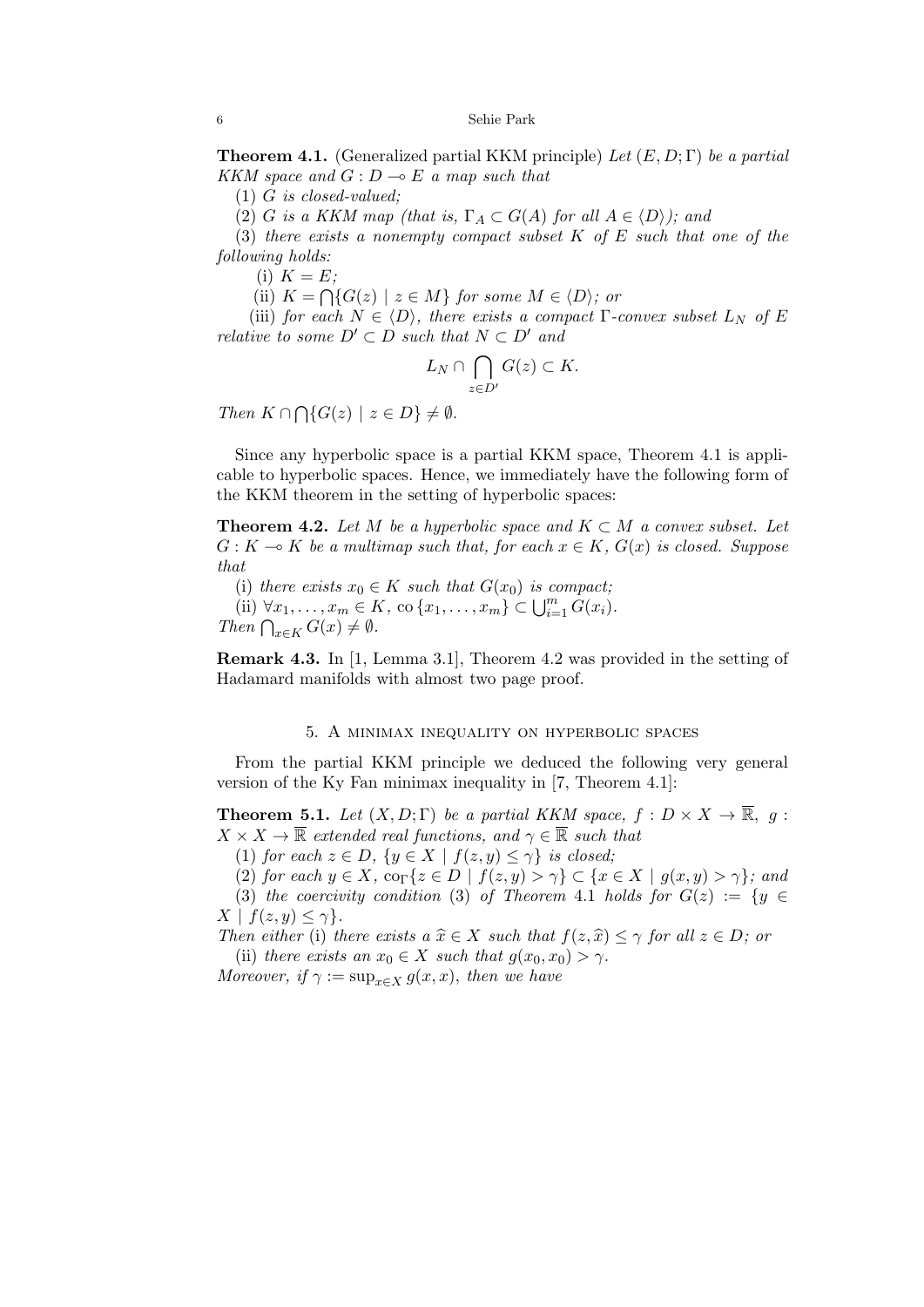**Theorem 4.1.** (Generalized partial KKM principle) *Let $(E, D; \Gamma)$ be a partial KKM space and $G : D \multimap E$ a map such that*

(1) *$G$ is closed-valued;*

(2) *$G$ is a KKM map (that is, $\Gamma_A \subset G(A)$ for all $A \in \langle D \rangle$); and*

(3) *there exists a nonempty compact subset $K$ of $E$ such that one of the following holds:*

(i) *$K = E$;*

(ii) *$K = \bigcap\{G(z) \mid z \in M\}$ for some $M \in \langle D \rangle$; or*

(iii) *for each $N \in \langle D \rangle$, there exists a compact $\Gamma$-convex subset $L_N$ of $E$ relative to some $D' \subset D$ such that $N \subset D'$ and*

$$L_N \cap \bigcap_{z \in D'} G(z) \subset K.$$

*Then $K \cap \bigcap\{G(z) \mid z \in D\} \neq \emptyset$.*

Since any hyperbolic space is a partial KKM space, Theorem 4.1 is applicable to hyperbolic spaces. Hence, we immediately have the following form of the KKM theorem in the setting of hyperbolic spaces:

**Theorem 4.2.** *Let $M$ be a hyperbolic space and $K \subset M$ a convex subset. Let $G : K \multimap K$ be a multimap such that, for each $x \in K$, $G(x)$ is closed. Suppose that*

(i) *there exists $x_0 \in K$ such that $G(x_0)$ is compact;*

(ii) *$\forall x_1, \ldots, x_m \in K$, $\operatorname{co}\{x_1, \ldots, x_m\} \subset \bigcup_{i=1}^m G(x_i)$.*

*Then $\bigcap_{x \in K} G(x) \neq \emptyset$.*

**Remark 4.3.** In [1, Lemma 3.1], Theorem 4.2 was provided in the setting of Hadamard manifolds with almost two page proof.

## 5. A minimax inequality on hyperbolic spaces

From the partial KKM principle we deduced the following very general version of the Ky Fan minimax inequality in [7, Theorem 4.1]:

**Theorem 5.1.** *Let $(X, D; \Gamma)$ be a partial KKM space, $f : D \times X \to \overline{\mathbb{R}}$, $g : X \times X \to \overline{\mathbb{R}}$ extended real functions, and $\gamma \in \overline{\mathbb{R}}$ such that*

(1) *for each $z \in D$, $\{y \in X \mid f(z, y) \leq \gamma\}$ is closed;*

(2) *for each $y \in X$, $\operatorname{co}_\Gamma\{z \in D \mid f(z, y) > \gamma\} \subset \{x \in X \mid g(x, y) > \gamma\}$; and*

(3) *the coercivity condition* (3) *of Theorem* 4.1 *holds for $G(z) := \{y \in X \mid f(z, y) \leq \gamma\}$.*

*Then either* (i) *there exists a $\widehat{x} \in X$ such that $f(z, \widehat{x}) \leq \gamma$ for all $z \in D$; or*

(ii) *there exists an $x_0 \in X$ such that $g(x_0, x_0) > \gamma$.*

*Moreover, if $\gamma := \sup_{x \in X} g(x, x)$, then we have*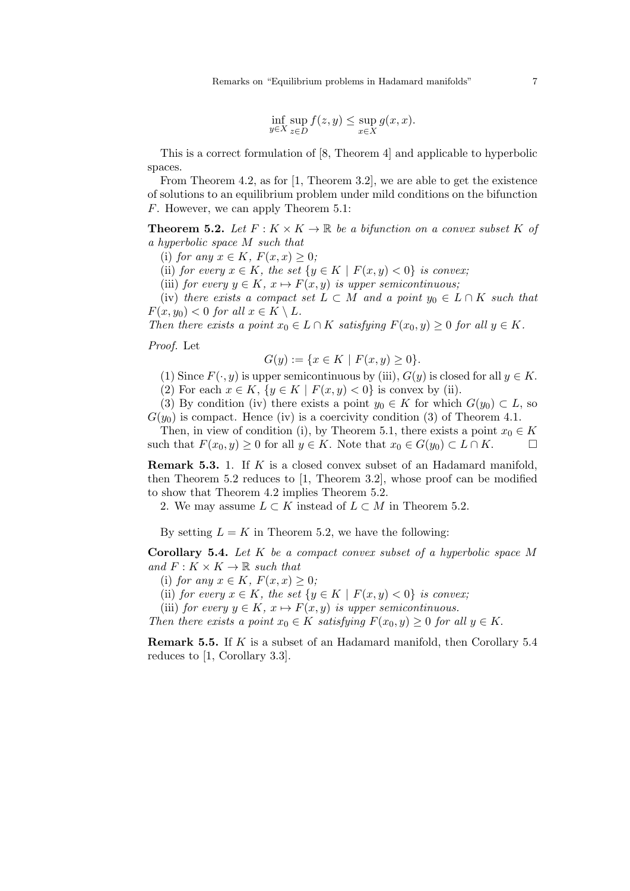$$\inf_{y \in X} \sup_{z \in D} f(z, y) \leq \sup_{x \in X} g(x, x).$$

This is a correct formulation of [8, Theorem 4] and applicable to hyperbolic spaces.

From Theorem 4.2, as for [1, Theorem 3.2], we are able to get the existence of solutions to an equilibrium problem under mild conditions on the bifunction $F$. However, we can apply Theorem 5.1:

**Theorem 5.2.** *Let $F : K \times K \to \mathbb{R}$ be a bifunction on a convex subset $K$ of a hyperbolic space $M$ such that*

(i) *for any $x \in K$, $F(x, x) \geq 0$;*

(ii) *for every $x \in K$, the set $\{y \in K \mid F(x, y) < 0\}$ is convex;*

(iii) *for every $y \in K$, $x \mapsto F(x, y)$ is upper semicontinuous;*

(iv) *there exists a compact set $L \subset M$ and a point $y_0 \in L \cap K$ such that $F(x, y_0) < 0$ for all $x \in K \setminus L$.*

*Then there exists a point $x_0 \in L \cap K$ satisfying $F(x_0, y) \geq 0$ for all $y \in K$.*

*Proof.* Let

$$G(y) := \{x \in K \mid F(x, y) \geq 0\}.$$

(1) Since $F(\cdot, y)$ is upper semicontinuous by (iii), $G(y)$ is closed for all $y \in K$.

(2) For each $x \in K$, $\{y \in K \mid F(x, y) < 0\}$ is convex by (ii).

(3) By condition (iv) there exists a point $y_0 \in K$ for which $G(y_0) \subset L$, so $G(y_0)$ is compact. Hence (iv) is a coercivity condition (3) of Theorem 4.1.

Then, in view of condition (i), by Theorem 5.1, there exists a point $x_0 \in K$ such that $F(x_0, y) \geq 0$ for all $y \in K$. Note that $x_0 \in G(y_0) \subset L \cap K$. □

**Remark 5.3.** 1. If $K$ is a closed convex subset of an Hadamard manifold, then Theorem 5.2 reduces to [1, Theorem 3.2], whose proof can be modified to show that Theorem 4.2 implies Theorem 5.2.

2. We may assume $L \subset K$ instead of $L \subset M$ in Theorem 5.2.

By setting $L = K$ in Theorem 5.2, we have the following:

**Corollary 5.4.** *Let $K$ be a compact convex subset of a hyperbolic space $M$ and $F : K \times K \to \mathbb{R}$ such that*

(i) *for any $x \in K$, $F(x, x) \geq 0$;*

(ii) *for every $x \in K$, the set $\{y \in K \mid F(x, y) < 0\}$ is convex;*

(iii) *for every $y \in K$, $x \mapsto F(x, y)$ is upper semicontinuous.*

*Then there exists a point $x_0 \in K$ satisfying $F(x_0, y) \geq 0$ for all $y \in K$.*

**Remark 5.5.** If $K$ is a subset of an Hadamard manifold, then Corollary 5.4 reduces to [1, Corollary 3.3].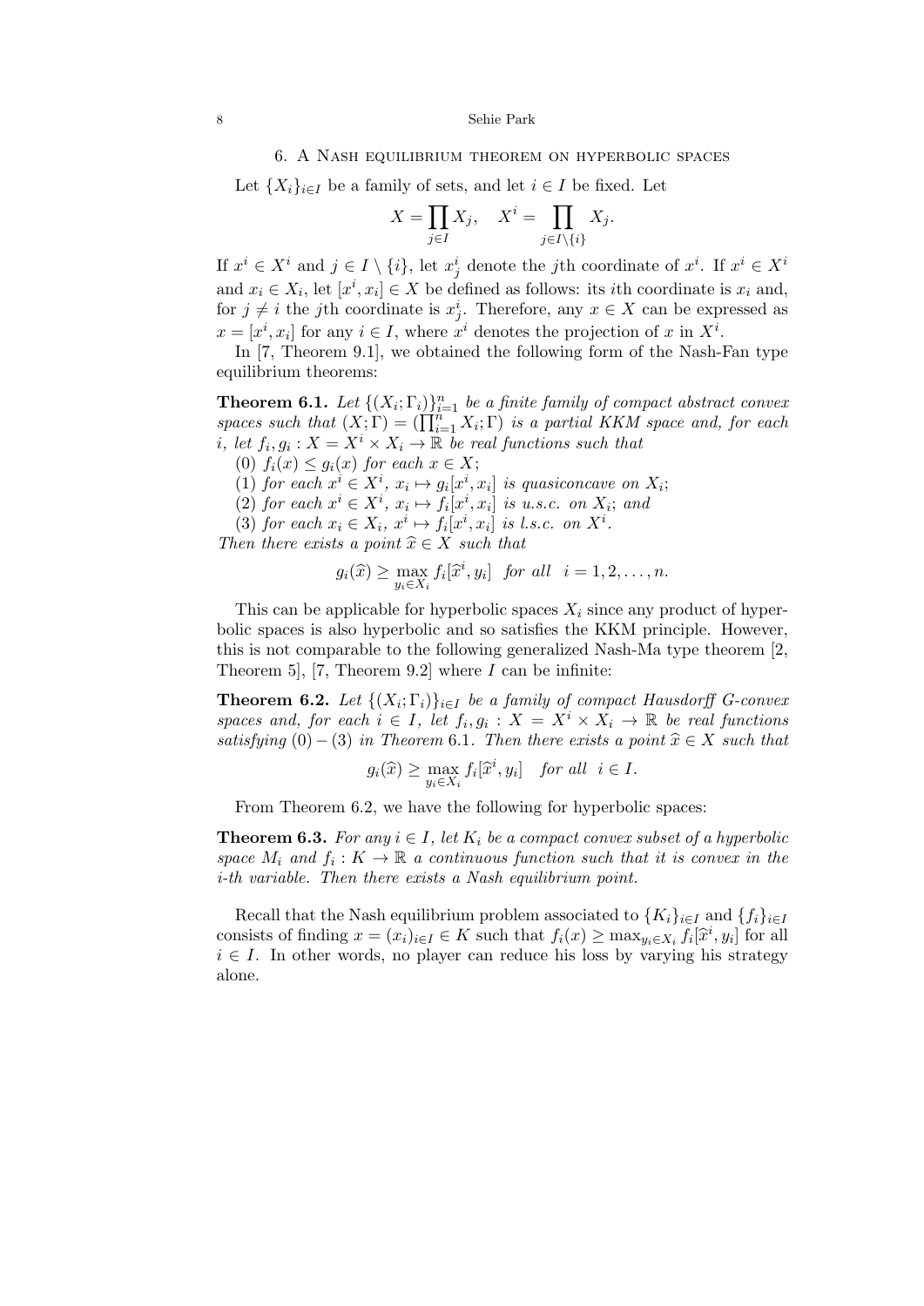## 6. A Nash equilibrium theorem on hyperbolic spaces

Let $\{X_i\}_{i\in I}$ be a family of sets, and let $i \in I$ be fixed. Let

$$X = \prod_{j\in I} X_j, \quad X^i = \prod_{j\in I\setminus\{i\}} X_j.$$

If $x^i \in X^i$ and $j \in I \setminus \{i\}$, let $x^i_j$ denote the $j$th coordinate of $x^i$. If $x^i \in X^i$ and $x_i \in X_i$, let $[x^i, x_i] \in X$ be defined as follows: its $i$th coordinate is $x_i$ and, for $j \neq i$ the $j$th coordinate is $x^i_j$. Therefore, any $x \in X$ can be expressed as $x = [x^i, x_i]$ for any $i \in I$, where $x^i$ denotes the projection of $x$ in $X^i$.

In [7, Theorem 9.1], we obtained the following form of the Nash-Fan type equilibrium theorems:

**Theorem 6.1.** *Let $\{(X_i;\Gamma_i)\}_{i=1}^n$ be a finite family of compact abstract convex spaces such that $(X;\Gamma) = (\prod_{i=1}^n X_i;\Gamma)$ is a partial KKM space and, for each $i$, let $f_i, g_i : X = X^i \times X_i \to \mathbb{R}$ be real functions such that*

*(0) $f_i(x) \leq g_i(x)$ for each $x \in X$;*

*(1) for each $x^i \in X^i$, $x_i \mapsto g_i[x^i, x_i]$ is quasiconcave on $X_i$;*

*(2) for each $x^i \in X^i$, $x_i \mapsto f_i[x^i, x_i]$ is u.s.c. on $X_i$; and*

*(3) for each $x_i \in X_i$, $x^i \mapsto f_i[x^i, x_i]$ is l.s.c. on $X^i$.*

*Then there exists a point $\widehat{x} \in X$ such that*

$$g_i(\widehat{x}) \geq \max_{y_i\in X_i} f_i[\widehat{x}^i, y_i] \quad \text{for all} \quad i = 1, 2, \ldots, n.$$

This can be applicable for hyperbolic spaces $X_i$ since any product of hyperbolic spaces is also hyperbolic and so satisfies the KKM principle. However, this is not comparable to the following generalized Nash-Ma type theorem [2, Theorem 5], [7, Theorem 9.2] where $I$ can be infinite:

**Theorem 6.2.** *Let $\{(X_i;\Gamma_i)\}_{i\in I}$ be a family of compact Hausdorff G-convex spaces and, for each $i \in I$, let $f_i, g_i : X = X^i \times X_i \to \mathbb{R}$ be real functions satisfying $(0)-(3)$ in Theorem 6.1. Then there exists a point $\widehat{x} \in X$ such that*

$$g_i(\widehat{x}) \geq \max_{y_i\in X_i} f_i[\widehat{x}^i, y_i] \quad \text{for all} \quad i \in I.$$

From Theorem 6.2, we have the following for hyperbolic spaces:

**Theorem 6.3.** *For any $i \in I$, let $K_i$ be a compact convex subset of a hyperbolic space $M_i$ and $f_i : K \to \mathbb{R}$ a continuous function such that it is convex in the $i$-th variable. Then there exists a Nash equilibrium point.*

Recall that the Nash equilibrium problem associated to $\{K_i\}_{i\in I}$ and $\{f_i\}_{i\in I}$ consists of finding $x = (x_i)_{i\in I} \in K$ such that $f_i(x) \geq \max_{y_i\in X_i} f_i[\widehat{x}^i, y_i]$ for all $i \in I$. In other words, no player can reduce his loss by varying his strategy alone.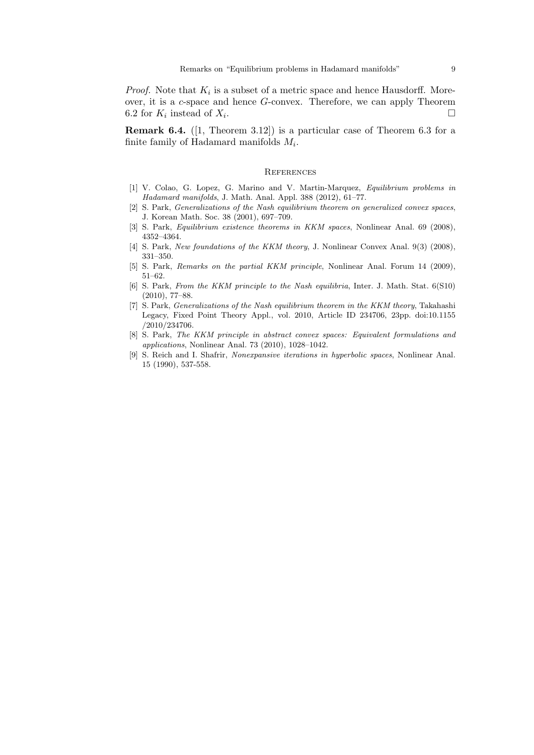*Proof.* Note that $K_i$ is a subset of a metric space and hence Hausdorff. Moreover, it is a $c$-space and hence $G$-convex. Therefore, we can apply Theorem 6.2 for $K_i$ instead of $X_i$. □

**Remark 6.4.** ([1, Theorem 3.12]) is a particular case of Theorem 6.3 for a finite family of Hadamard manifolds $M_i$.

## References

[1] V. Colao, G. Lopez, G. Marino and V. Martin-Marquez, *Equilibrium problems in Hadamard manifolds*, J. Math. Anal. Appl. 388 (2012), 61–77.

[2] S. Park, *Generalizations of the Nash equilibrium theorem on generalized convex spaces*, J. Korean Math. Soc. 38 (2001), 697–709.

[3] S. Park, *Equilibrium existence theorems in KKM spaces*, Nonlinear Anal. 69 (2008), 4352–4364.

[4] S. Park, *New foundations of the KKM theory*, J. Nonlinear Convex Anal. 9(3) (2008), 331–350.

[5] S. Park, *Remarks on the partial KKM principle*, Nonlinear Anal. Forum 14 (2009), 51–62.

[6] S. Park, *From the KKM principle to the Nash equilibria*, Inter. J. Math. Stat. 6(S10) (2010), 77–88.

[7] S. Park, *Generalizations of the Nash equilibrium theorem in the KKM theory*, Takahashi Legacy, Fixed Point Theory Appl., vol. 2010, Article ID 234706, 23pp. doi:10.1155/2010/234706.

[8] S. Park, *The KKM principle in abstract convex spaces: Equivalent formulations and applications*, Nonlinear Anal. 73 (2010), 1028–1042.

[9] S. Reich and I. Shafrir, *Nonexpansive iterations in hyperbolic spaces*, Nonlinear Anal. 15 (1990), 537-558.